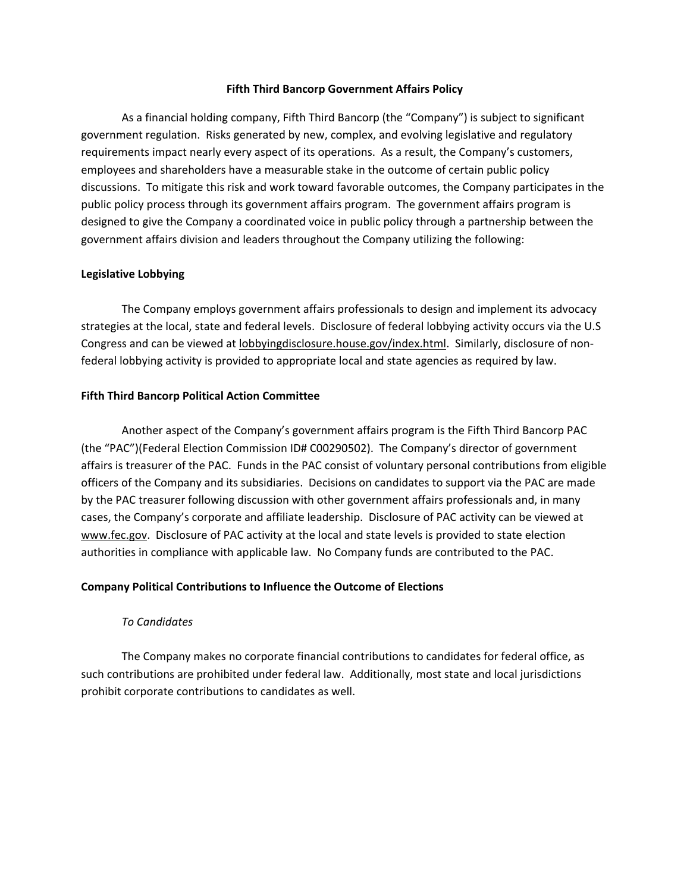# Fifth Third Bancorp Government Affairs Policy

As a financial holding company, Fifth Third Bancorp (the "Company") is subject to significant government regulation. Risks generated by new, complex, and evolving legislative and regulatory requirements impact nearly every aspect of its operations. As a result, the Company's customers, employees and shareholders have a measurable stake in the outcome of certain public policy discussions. To mitigate this risk and work toward favorable outcomes, the Company participates in the public policy process through its government affairs program. The government affairs program is designed to give the Company a coordinated voice in public policy through a partnership between the government affairs division and leaders throughout the Company utilizing the following:

## Legislative Lobbying

The Company employs government affairs professionals to design and implement its advocacy strategies at the local, state and federal levels. Disclosure of federal lobbying activity occurs via the U.S Congress and can be viewed at lobbyingdisclosure.house.gov/index.html. Similarly, disclosure of non-federal lobbying activity is provided to appropriate local and state agencies as required by law.

## Fifth Third Bancorp Political Action Committee

Another aspect of the Company's government affairs program is the Fifth Third Bancorp PAC (the "PAC")(Federal Election Commission ID# C00290502). The Company's director of government affairs is treasurer of the PAC. Funds in the PAC consist of voluntary personal contributions from eligible officers of the Company and its subsidiaries. Decisions on candidates to support via the PAC are made by the PAC treasurer following discussion with other government affairs professionals and, in many cases, the Company's corporate and affiliate leadership. Disclosure of PAC activity can be viewed at www.fec.gov. Disclosure of PAC activity at the local and state levels is provided to state election authorities in compliance with applicable law. No Company funds are contributed to the PAC.

## Company Political Contributions to Influence the Outcome of Elections

### *To Candidates*

The Company makes no corporate financial contributions to candidates for federal office, as such contributions are prohibited under federal law. Additionally, most state and local jurisdictions prohibit corporate contributions to candidates as well.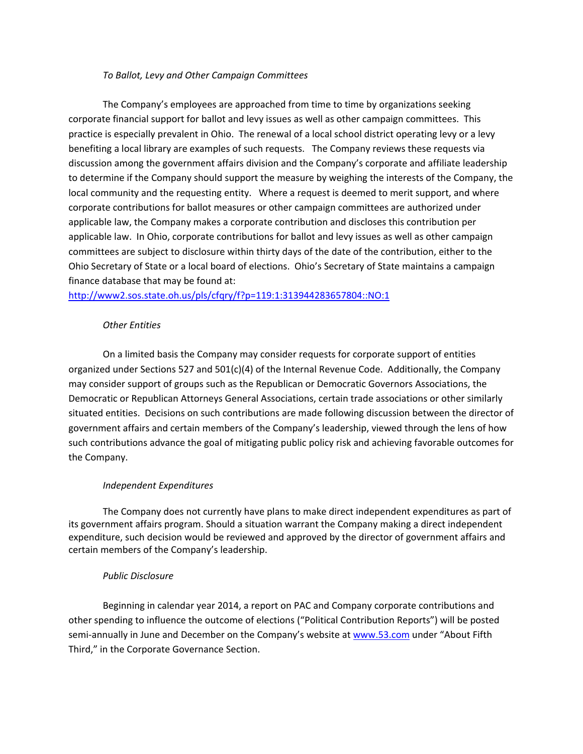*To Ballot, Levy and Other Campaign Committees*

The Company's employees are approached from time to time by organizations seeking corporate financial support for ballot and levy issues as well as other campaign committees. This practice is especially prevalent in Ohio. The renewal of a local school district operating levy or a levy benefiting a local library are examples of such requests. The Company reviews these requests via discussion among the government affairs division and the Company's corporate and affiliate leadership to determine if the Company should support the measure by weighing the interests of the Company, the local community and the requesting entity. Where a request is deemed to merit support, and where corporate contributions for ballot measures or other campaign committees are authorized under applicable law, the Company makes a corporate contribution and discloses this contribution per applicable law. In Ohio, corporate contributions for ballot and levy issues as well as other campaign committees are subject to disclosure within thirty days of the date of the contribution, either to the Ohio Secretary of State or a local board of elections. Ohio's Secretary of State maintains a campaign finance database that may be found at:
[http://www2.sos.state.oh.us/pls/cfqry/f?p=119:1:313944283657804::NO:1](http://www2.sos.state.oh.us/pls/cfqry/f?p=119:1:313944283657804::NO:1)

*Other Entities*

On a limited basis the Company may consider requests for corporate support of entities organized under Sections 527 and 501(c)(4) of the Internal Revenue Code. Additionally, the Company may consider support of groups such as the Republican or Democratic Governors Associations, the Democratic or Republican Attorneys General Associations, certain trade associations or other similarly situated entities. Decisions on such contributions are made following discussion between the director of government affairs and certain members of the Company's leadership, viewed through the lens of how such contributions advance the goal of mitigating public policy risk and achieving favorable outcomes for the Company.

*Independent Expenditures*

The Company does not currently have plans to make direct independent expenditures as part of its government affairs program. Should a situation warrant the Company making a direct independent expenditure, such decision would be reviewed and approved by the director of government affairs and certain members of the Company's leadership.

*Public Disclosure*

Beginning in calendar year 2014, a report on PAC and Company corporate contributions and other spending to influence the outcome of elections ("Political Contribution Reports") will be posted semi-annually in June and December on the Company's website at [www.53.com](http://www.53.com) under "About Fifth Third," in the Corporate Governance Section.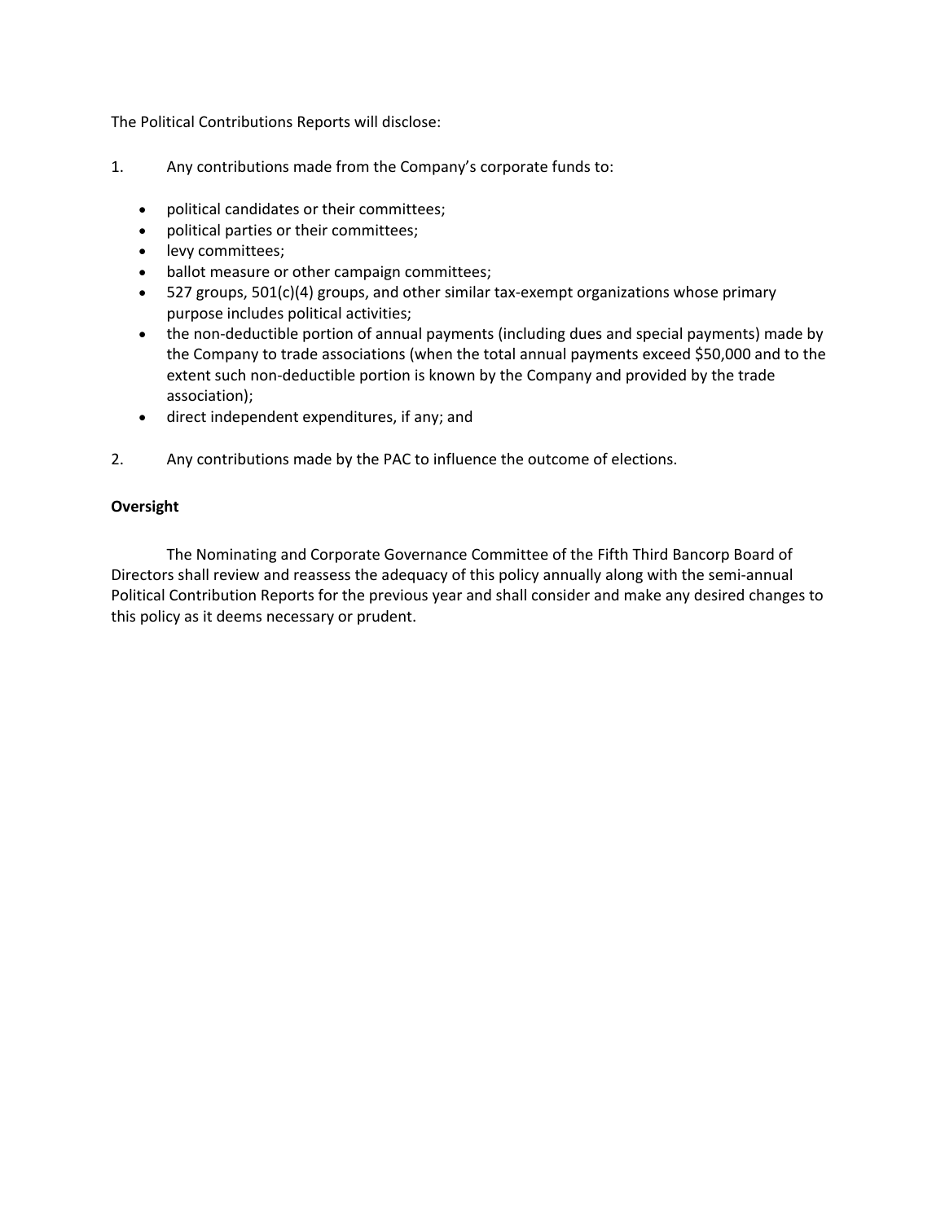The Political Contributions Reports will disclose:

1. Any contributions made from the Company's corporate funds to:

   - political candidates or their committees;
   - political parties or their committees;
   - levy committees;
   - ballot measure or other campaign committees;
   - 527 groups, 501(c)(4) groups, and other similar tax-exempt organizations whose primary purpose includes political activities;
   - the non-deductible portion of annual payments (including dues and special payments) made by the Company to trade associations (when the total annual payments exceed $50,000 and to the extent such non-deductible portion is known by the Company and provided by the trade association);
   - direct independent expenditures, if any; and

2. Any contributions made by the PAC to influence the outcome of elections.

**Oversight**

The Nominating and Corporate Governance Committee of the Fifth Third Bancorp Board of Directors shall review and reassess the adequacy of this policy annually along with the semi-annual Political Contribution Reports for the previous year and shall consider and make any desired changes to this policy as it deems necessary or prudent.